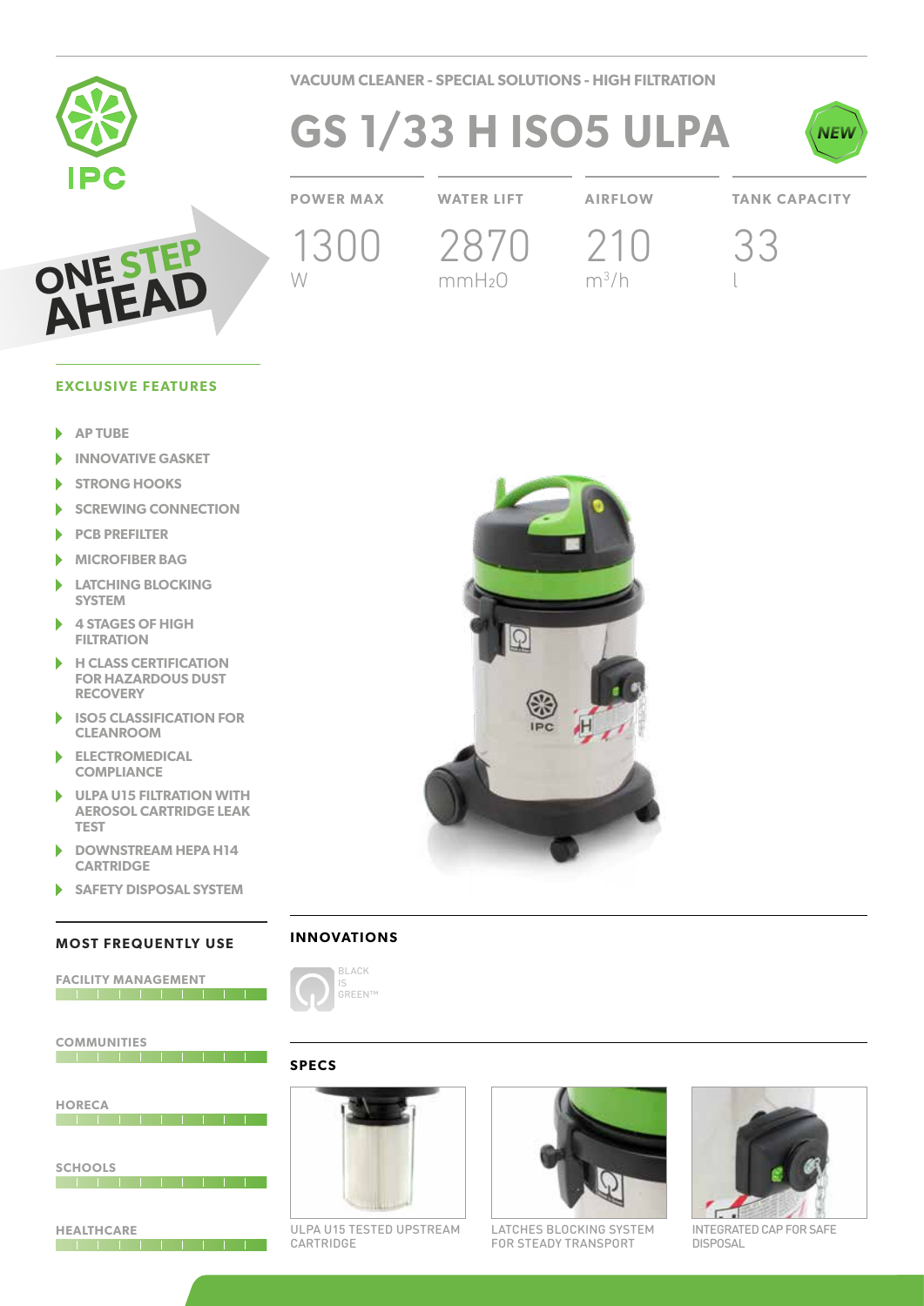VACUUM CLEANER - SPECIAL SOLUTIONS - HIGH FILTRATION

# GS 1/33 H ISO5 ULPA

NEW

| POWER MAX | WATER LIFT | AIRFLOW | TANK CAPACITY |
|---|---|---|---|
| 1300 W | 2870 $mmH_2O$ | 210 $m^3/h$ | 33 l |

IPC

ONE STEP AHEAD

## EXCLUSIVE FEATURES

- AP TUBE
- INNOVATIVE GASKET
- STRONG HOOKS
- SCREWING CONNECTION
- PCB PREFILTER
- MICROFIBER BAG
- LATCHING BLOCKING SYSTEM
- 4 STAGES OF HIGH FILTRATION
- H CLASS CERTIFICATION FOR HAZARDOUS DUST RECOVERY
- ISO5 CLASSIFICATION FOR CLEANROOM
- ELECTROMEDICAL COMPLIANCE
- ULPA U15 FILTRATION WITH AEROSOL CARTRIDGE LEAK TEST
- DOWNSTREAM HEPA H14 CARTRIDGE
- SAFETY DISPOSAL SYSTEM

## MOST FREQUENTLY USE

- FACILITY MANAGEMENT
- COMMUNITIES
- HORECA
- SCHOOLS
- HEALTHCARE

## INNOVATIONS

BLACK IS GREEN™

## SPECS

ULPA U15 TESTED UPSTREAM CARTRIDGE

LATCHES BLOCKING SYSTEM FOR STEADY TRANSPORT

INTEGRATED CAP FOR SAFE DISPOSAL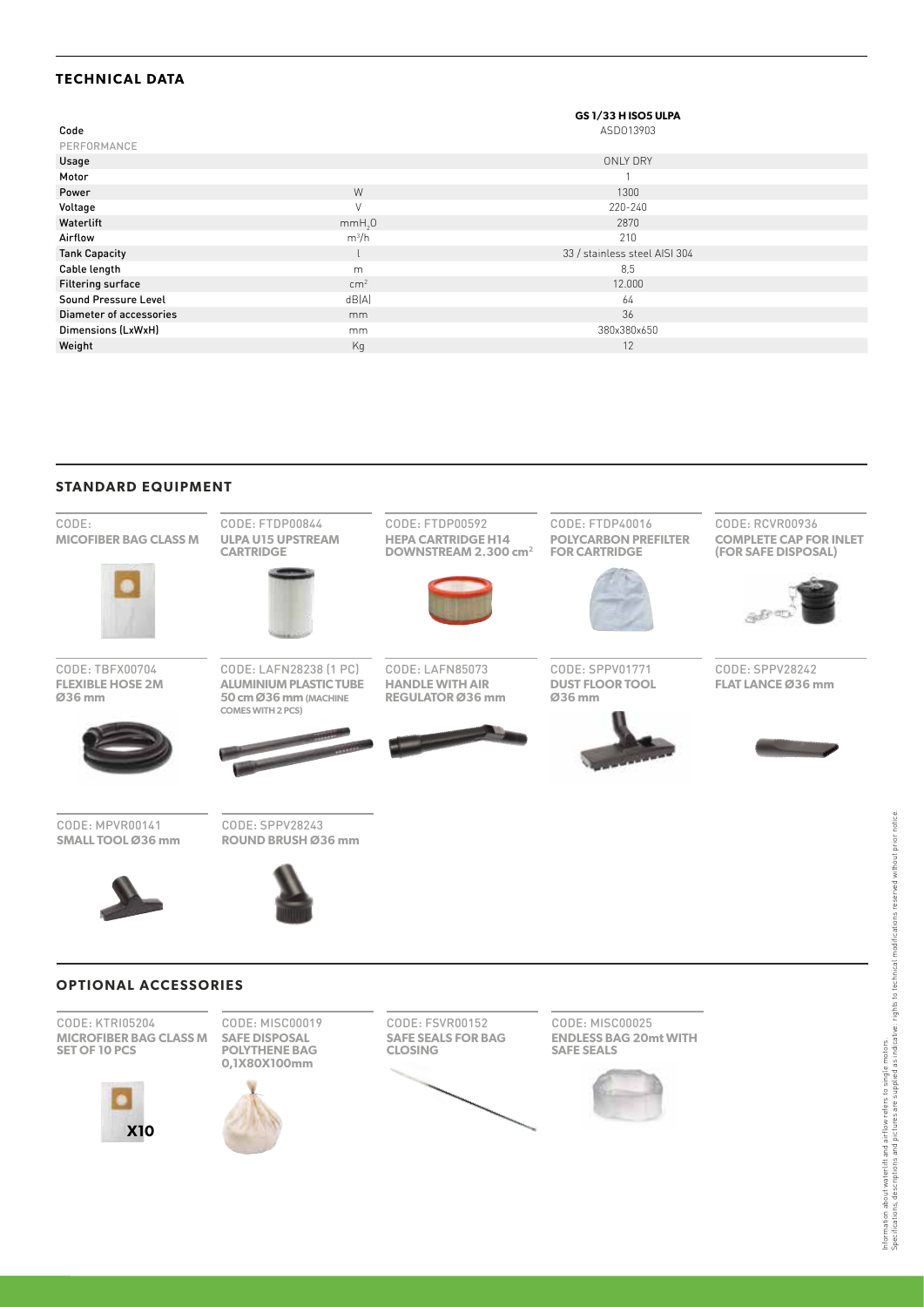## TECHNICAL DATA

| | | GS 1/33 H ISO5 ULPA |
|---|---|---|
| Code | | ASDO13903 |
| PERFORMANCE | | |
| Usage | | ONLY DRY |
| Motor | | 1 |
| Power | W | 1300 |
| Voltage | V | 220-240 |
| Waterlift | $mmH_2O$ | 2870 |
| Airflow | $m^3/h$ | 210 |
| Tank Capacity | l | 33 / stainless steel AISI 304 |
| Cable length | m | 8,5 |
| Filtering surface | $cm^2$ | 12.000 |
| Sound Pressure Level | dB(A) | 64 |
| Diameter of accessories | mm | 36 |
| Dimensions (LxWxH) | mm | 380x380x650 |
| Weight | Kg | 12 |

## STANDARD EQUIPMENT

CODE:
**MICOFIBER BAG CLASS M**

CODE: FTDP00844
**ULPA U15 UPSTREAM CARTRIDGE**

CODE: FTDP00592
**HEPA CARTRIDGE H14 DOWNSTREAM 2.300 $cm^2$**

CODE: FTDP40016
**POLYCARBON PREFILTER FOR CARTRIDGE**

CODE: RCVR00936
**COMPLETE CAP FOR INLET (FOR SAFE DISPOSAL)**

CODE: TBFX00704
**FLEXIBLE HOSE 2M Ø36 mm**

CODE: LAFN28238 (1 PC)
**ALUMINIUM PLASTIC TUBE 50 cm Ø36 mm** (MACHINE COMES WITH 2 PCS)

CODE: LAFN85073
**HANDLE WITH AIR REGULATOR Ø36 mm**

CODE: SPPV01771
**DUST FLOOR TOOL Ø36 mm**

CODE: SPPV28242
**FLAT LANCE Ø36 mm**

CODE: MPVR00141
**SMALL TOOL Ø36 mm**

CODE: SPPV28243
**ROUND BRUSH Ø36 mm**

## OPTIONAL ACCESSORIES

CODE: KTRI05204
**MICROFIBER BAG CLASS M SET OF 10 PCS**

X10

CODE: MISC00019
**SAFE DISPOSAL POLYTHENE BAG 0,1X80X100mm**

CODE: FSVR00152
**SAFE SEALS FOR BAG CLOSING**

CODE: MISC00025
**ENDLESS BAG 20mt WITH SAFE SEALS**

Information about waterlift and airflow refers to single motors.
Specifications, descriptions and pictures are supplied as indicative: rights to technical modifications reserved without prior notice.